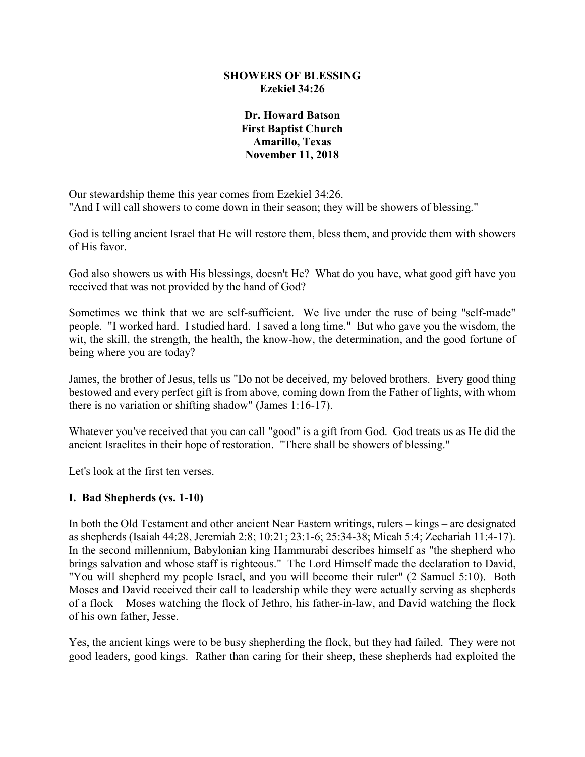# SHOWERS OF BLESSING
## Ezekiel 34:26

**Dr. Howard Batson**
**First Baptist Church**
**Amarillo, Texas**
**November 11, 2018**

Our stewardship theme this year comes from Ezekiel 34:26.
"And I will call showers to come down in their season; they will be showers of blessing."

God is telling ancient Israel that He will restore them, bless them, and provide them with showers of His favor.

God also showers us with His blessings, doesn't He? What do you have, what good gift have you received that was not provided by the hand of God?

Sometimes we think that we are self-sufficient. We live under the ruse of being "self-made" people. "I worked hard. I studied hard. I saved a long time." But who gave you the wisdom, the wit, the skill, the strength, the health, the know-how, the determination, and the good fortune of being where you are today?

James, the brother of Jesus, tells us "Do not be deceived, my beloved brothers. Every good thing bestowed and every perfect gift is from above, coming down from the Father of lights, with whom there is no variation or shifting shadow" (James 1:16-17).

Whatever you've received that you can call "good" is a gift from God. God treats us as He did the ancient Israelites in their hope of restoration. "There shall be showers of blessing."

Let's look at the first ten verses.

### I. Bad Shepherds (vs. 1-10)

In both the Old Testament and other ancient Near Eastern writings, rulers – kings – are designated as shepherds (Isaiah 44:28, Jeremiah 2:8; 10:21; 23:1-6; 25:34-38; Micah 5:4; Zechariah 11:4-17). In the second millennium, Babylonian king Hammurabi describes himself as "the shepherd who brings salvation and whose staff is righteous." The Lord Himself made the declaration to David, "You will shepherd my people Israel, and you will become their ruler" (2 Samuel 5:10). Both Moses and David received their call to leadership while they were actually serving as shepherds of a flock – Moses watching the flock of Jethro, his father-in-law, and David watching the flock of his own father, Jesse.

Yes, the ancient kings were to be busy shepherding the flock, but they had failed. They were not good leaders, good kings. Rather than caring for their sheep, these shepherds had exploited the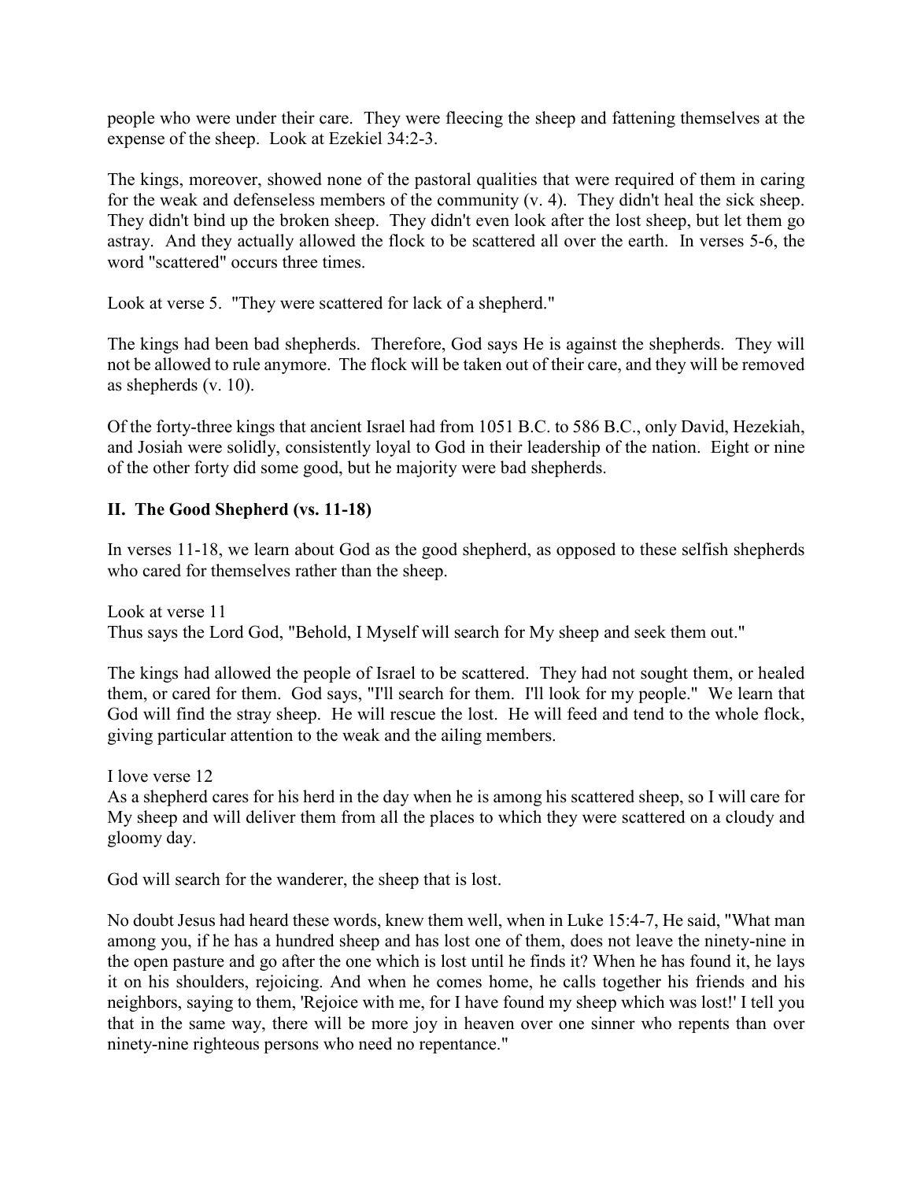people who were under their care. They were fleecing the sheep and fattening themselves at the expense of the sheep. Look at Ezekiel 34:2-3.

The kings, moreover, showed none of the pastoral qualities that were required of them in caring for the weak and defenseless members of the community (v. 4). They didn't heal the sick sheep. They didn't bind up the broken sheep. They didn't even look after the lost sheep, but let them go astray. And they actually allowed the flock to be scattered all over the earth. In verses 5-6, the word "scattered" occurs three times.

Look at verse 5. "They were scattered for lack of a shepherd."

The kings had been bad shepherds. Therefore, God says He is against the shepherds. They will not be allowed to rule anymore. The flock will be taken out of their care, and they will be removed as shepherds (v. 10).

Of the forty-three kings that ancient Israel had from 1051 B.C. to 586 B.C., only David, Hezekiah, and Josiah were solidly, consistently loyal to God in their leadership of the nation. Eight or nine of the other forty did some good, but he majority were bad shepherds.

## II. The Good Shepherd (vs. 11-18)

In verses 11-18, we learn about God as the good shepherd, as opposed to these selfish shepherds who cared for themselves rather than the sheep.

Look at verse 11
Thus says the Lord God, "Behold, I Myself will search for My sheep and seek them out."

The kings had allowed the people of Israel to be scattered. They had not sought them, or healed them, or cared for them. God says, "I'll search for them. I'll look for my people." We learn that God will find the stray sheep. He will rescue the lost. He will feed and tend to the whole flock, giving particular attention to the weak and the ailing members.

I love verse 12
As a shepherd cares for his herd in the day when he is among his scattered sheep, so I will care for My sheep and will deliver them from all the places to which they were scattered on a cloudy and gloomy day.

God will search for the wanderer, the sheep that is lost.

No doubt Jesus had heard these words, knew them well, when in Luke 15:4-7, He said, "What man among you, if he has a hundred sheep and has lost one of them, does not leave the ninety-nine in the open pasture and go after the one which is lost until he finds it? When he has found it, he lays it on his shoulders, rejoicing. And when he comes home, he calls together his friends and his neighbors, saying to them, 'Rejoice with me, for I have found my sheep which was lost!' I tell you that in the same way, there will be more joy in heaven over one sinner who repents than over ninety-nine righteous persons who need no repentance."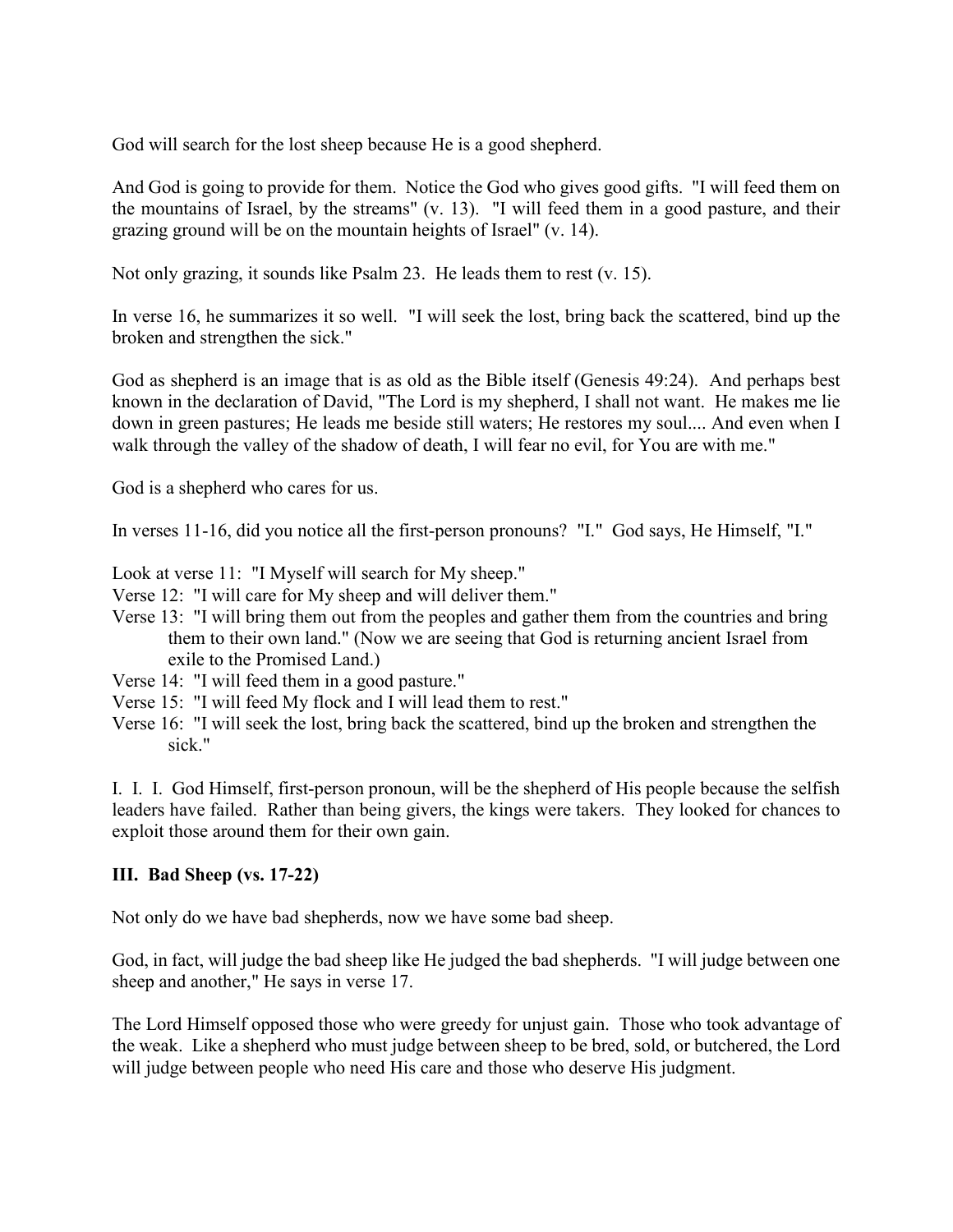God will search for the lost sheep because He is a good shepherd.

And God is going to provide for them. Notice the God who gives good gifts. "I will feed them on the mountains of Israel, by the streams" (v. 13). "I will feed them in a good pasture, and their grazing ground will be on the mountain heights of Israel" (v. 14).

Not only grazing, it sounds like Psalm 23. He leads them to rest (v. 15).

In verse 16, he summarizes it so well. "I will seek the lost, bring back the scattered, bind up the broken and strengthen the sick."

God as shepherd is an image that is as old as the Bible itself (Genesis 49:24). And perhaps best known in the declaration of David, "The Lord is my shepherd, I shall not want. He makes me lie down in green pastures; He leads me beside still waters; He restores my soul.... And even when I walk through the valley of the shadow of death, I will fear no evil, for You are with me."

God is a shepherd who cares for us.

In verses 11-16, did you notice all the first-person pronouns? "I." God says, He Himself, "I."

Look at verse 11: "I Myself will search for My sheep."
Verse 12: "I will care for My sheep and will deliver them."
Verse 13: "I will bring them out from the peoples and gather them from the countries and bring them to their own land." (Now we are seeing that God is returning ancient Israel from exile to the Promised Land.)
Verse 14: "I will feed them in a good pasture."
Verse 15: "I will feed My flock and I will lead them to rest."
Verse 16: "I will seek the lost, bring back the scattered, bind up the broken and strengthen the sick."

I. I. I. God Himself, first-person pronoun, will be the shepherd of His people because the selfish leaders have failed. Rather than being givers, the kings were takers. They looked for chances to exploit those around them for their own gain.

### III. Bad Sheep (vs. 17-22)

Not only do we have bad shepherds, now we have some bad sheep.

God, in fact, will judge the bad sheep like He judged the bad shepherds. "I will judge between one sheep and another," He says in verse 17.

The Lord Himself opposed those who were greedy for unjust gain. Those who took advantage of the weak. Like a shepherd who must judge between sheep to be bred, sold, or butchered, the Lord will judge between people who need His care and those who deserve His judgment.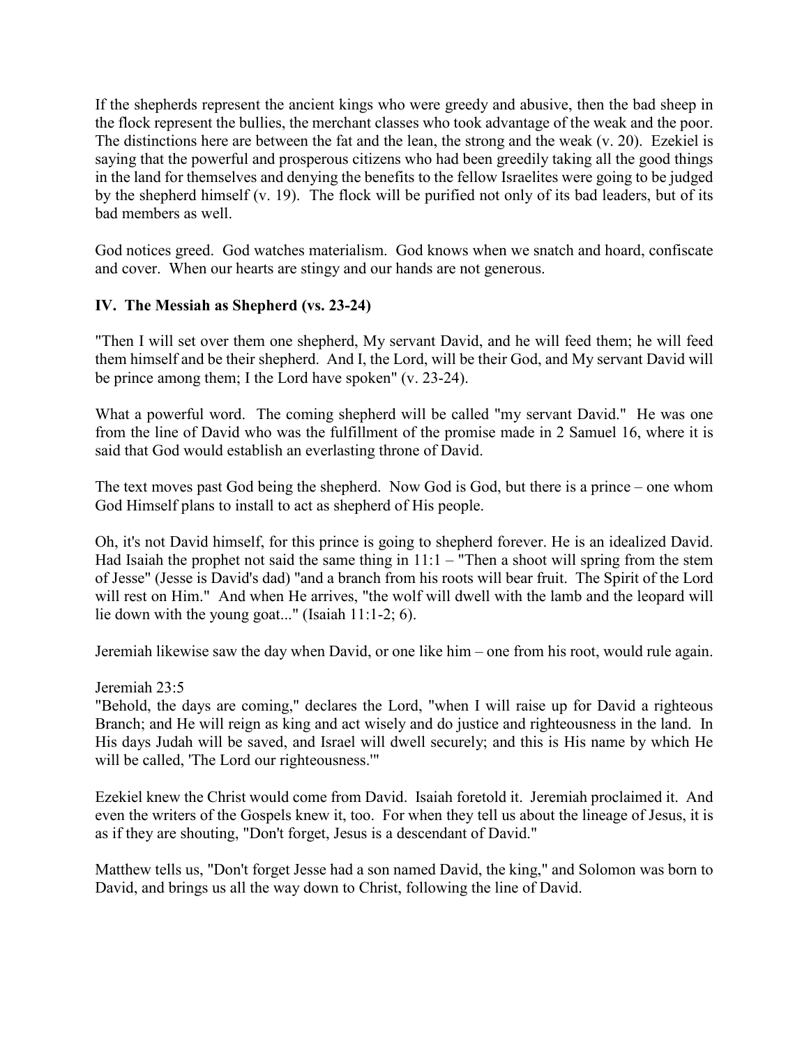If the shepherds represent the ancient kings who were greedy and abusive, then the bad sheep in the flock represent the bullies, the merchant classes who took advantage of the weak and the poor. The distinctions here are between the fat and the lean, the strong and the weak (v. 20). Ezekiel is saying that the powerful and prosperous citizens who had been greedily taking all the good things in the land for themselves and denying the benefits to the fellow Israelites were going to be judged by the shepherd himself (v. 19). The flock will be purified not only of its bad leaders, but of its bad members as well.

God notices greed. God watches materialism. God knows when we snatch and hoard, confiscate and cover. When our hearts are stingy and our hands are not generous.

**IV. The Messiah as Shepherd (vs. 23-24)**

"Then I will set over them one shepherd, My servant David, and he will feed them; he will feed them himself and be their shepherd. And I, the Lord, will be their God, and My servant David will be prince among them; I the Lord have spoken" (v. 23-24).

What a powerful word. The coming shepherd will be called "my servant David." He was one from the line of David who was the fulfillment of the promise made in 2 Samuel 16, where it is said that God would establish an everlasting throne of David.

The text moves past God being the shepherd. Now God is God, but there is a prince – one whom God Himself plans to install to act as shepherd of His people.

Oh, it's not David himself, for this prince is going to shepherd forever. He is an idealized David. Had Isaiah the prophet not said the same thing in 11:1 – "Then a shoot will spring from the stem of Jesse" (Jesse is David's dad) "and a branch from his roots will bear fruit. The Spirit of the Lord will rest on Him." And when He arrives, "the wolf will dwell with the lamb and the leopard will lie down with the young goat..." (Isaiah 11:1-2; 6).

Jeremiah likewise saw the day when David, or one like him – one from his root, would rule again.

Jeremiah 23:5
"Behold, the days are coming," declares the Lord, "when I will raise up for David a righteous Branch; and He will reign as king and act wisely and do justice and righteousness in the land. In His days Judah will be saved, and Israel will dwell securely; and this is His name by which He will be called, 'The Lord our righteousness.'"

Ezekiel knew the Christ would come from David. Isaiah foretold it. Jeremiah proclaimed it. And even the writers of the Gospels knew it, too. For when they tell us about the lineage of Jesus, it is as if they are shouting, "Don't forget, Jesus is a descendant of David."

Matthew tells us, "Don't forget Jesse had a son named David, the king," and Solomon was born to David, and brings us all the way down to Christ, following the line of David.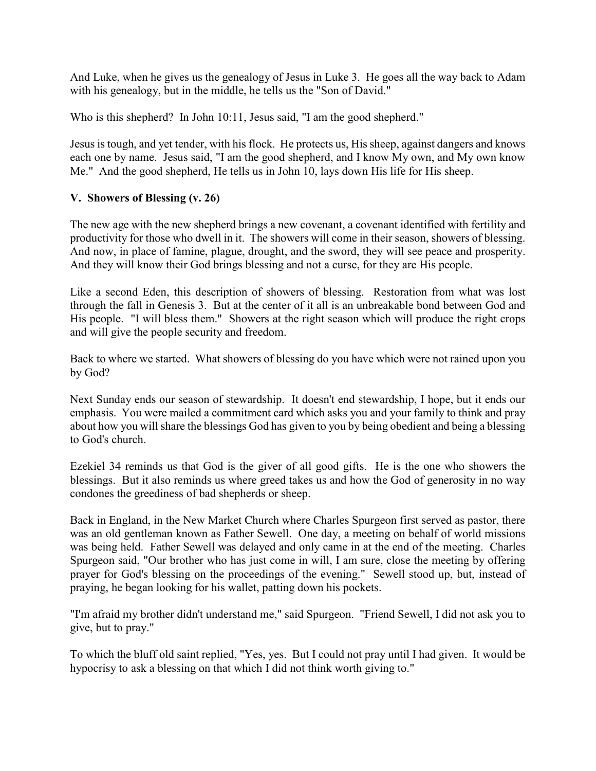And Luke, when he gives us the genealogy of Jesus in Luke 3. He goes all the way back to Adam with his genealogy, but in the middle, he tells us the "Son of David."

Who is this shepherd? In John 10:11, Jesus said, "I am the good shepherd."

Jesus is tough, and yet tender, with his flock. He protects us, His sheep, against dangers and knows each one by name. Jesus said, "I am the good shepherd, and I know My own, and My own know Me." And the good shepherd, He tells us in John 10, lays down His life for His sheep.

**V. Showers of Blessing (v. 26)**

The new age with the new shepherd brings a new covenant, a covenant identified with fertility and productivity for those who dwell in it. The showers will come in their season, showers of blessing. And now, in place of famine, plague, drought, and the sword, they will see peace and prosperity. And they will know their God brings blessing and not a curse, for they are His people.

Like a second Eden, this description of showers of blessing. Restoration from what was lost through the fall in Genesis 3. But at the center of it all is an unbreakable bond between God and His people. "I will bless them." Showers at the right season which will produce the right crops and will give the people security and freedom.

Back to where we started. What showers of blessing do you have which were not rained upon you by God?

Next Sunday ends our season of stewardship. It doesn't end stewardship, I hope, but it ends our emphasis. You were mailed a commitment card which asks you and your family to think and pray about how you will share the blessings God has given to you by being obedient and being a blessing to God's church.

Ezekiel 34 reminds us that God is the giver of all good gifts. He is the one who showers the blessings. But it also reminds us where greed takes us and how the God of generosity in no way condones the greediness of bad shepherds or sheep.

Back in England, in the New Market Church where Charles Spurgeon first served as pastor, there was an old gentleman known as Father Sewell. One day, a meeting on behalf of world missions was being held. Father Sewell was delayed and only came in at the end of the meeting. Charles Spurgeon said, "Our brother who has just come in will, I am sure, close the meeting by offering prayer for God's blessing on the proceedings of the evening." Sewell stood up, but, instead of praying, he began looking for his wallet, patting down his pockets.

"I'm afraid my brother didn't understand me," said Spurgeon. "Friend Sewell, I did not ask you to give, but to pray."

To which the bluff old saint replied, "Yes, yes. But I could not pray until I had given. It would be hypocrisy to ask a blessing on that which I did not think worth giving to."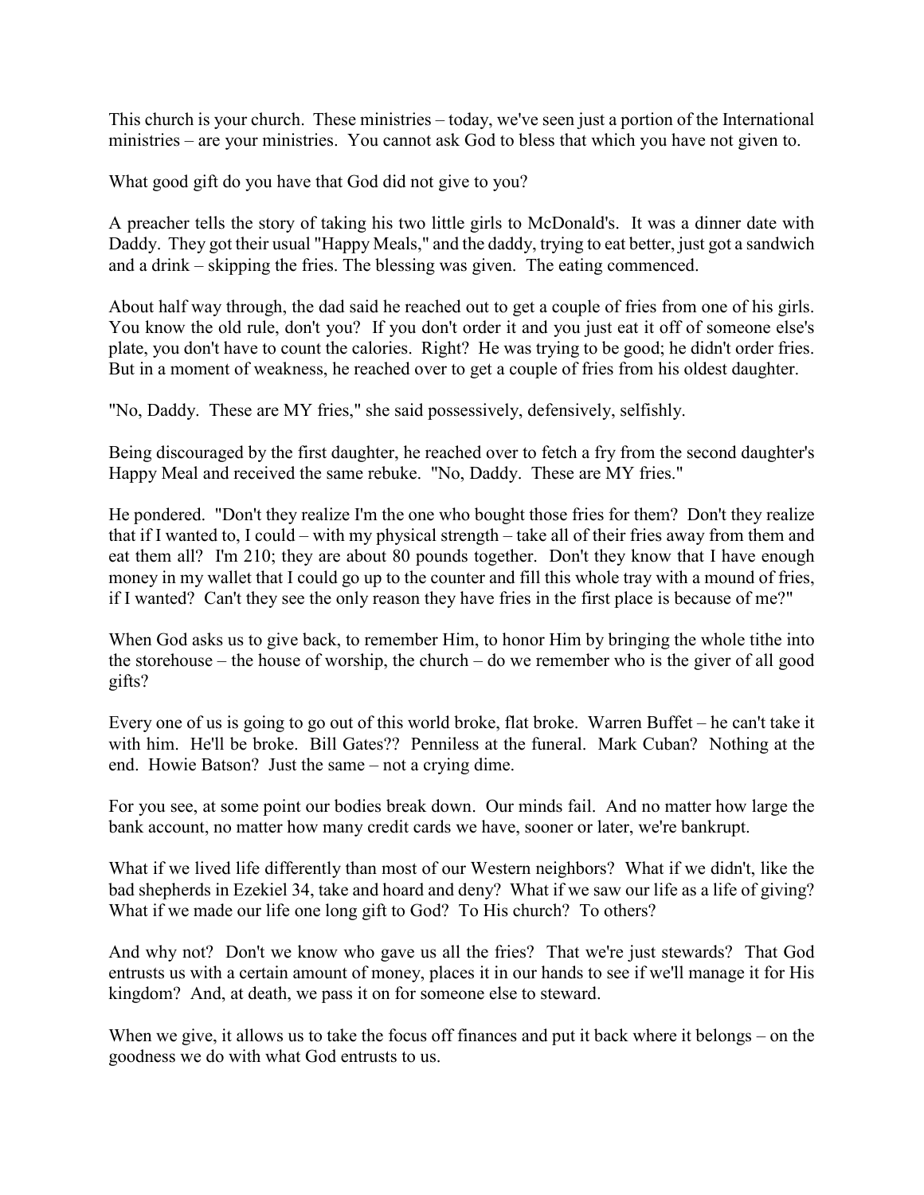This church is your church. These ministries – today, we've seen just a portion of the International ministries – are your ministries. You cannot ask God to bless that which you have not given to.

What good gift do you have that God did not give to you?

A preacher tells the story of taking his two little girls to McDonald's. It was a dinner date with Daddy. They got their usual "Happy Meals," and the daddy, trying to eat better, just got a sandwich and a drink – skipping the fries. The blessing was given. The eating commenced.

About half way through, the dad said he reached out to get a couple of fries from one of his girls. You know the old rule, don't you? If you don't order it and you just eat it off of someone else's plate, you don't have to count the calories. Right? He was trying to be good; he didn't order fries. But in a moment of weakness, he reached over to get a couple of fries from his oldest daughter.

"No, Daddy. These are MY fries," she said possessively, defensively, selfishly.

Being discouraged by the first daughter, he reached over to fetch a fry from the second daughter's Happy Meal and received the same rebuke. "No, Daddy. These are MY fries."

He pondered. "Don't they realize I'm the one who bought those fries for them? Don't they realize that if I wanted to, I could – with my physical strength – take all of their fries away from them and eat them all? I'm 210; they are about 80 pounds together. Don't they know that I have enough money in my wallet that I could go up to the counter and fill this whole tray with a mound of fries, if I wanted? Can't they see the only reason they have fries in the first place is because of me?"

When God asks us to give back, to remember Him, to honor Him by bringing the whole tithe into the storehouse – the house of worship, the church – do we remember who is the giver of all good gifts?

Every one of us is going to go out of this world broke, flat broke. Warren Buffet – he can't take it with him. He'll be broke. Bill Gates?? Penniless at the funeral. Mark Cuban? Nothing at the end. Howie Batson? Just the same – not a crying dime.

For you see, at some point our bodies break down. Our minds fail. And no matter how large the bank account, no matter how many credit cards we have, sooner or later, we're bankrupt.

What if we lived life differently than most of our Western neighbors? What if we didn't, like the bad shepherds in Ezekiel 34, take and hoard and deny? What if we saw our life as a life of giving? What if we made our life one long gift to God? To His church? To others?

And why not? Don't we know who gave us all the fries? That we're just stewards? That God entrusts us with a certain amount of money, places it in our hands to see if we'll manage it for His kingdom? And, at death, we pass it on for someone else to steward.

When we give, it allows us to take the focus off finances and put it back where it belongs – on the goodness we do with what God entrusts to us.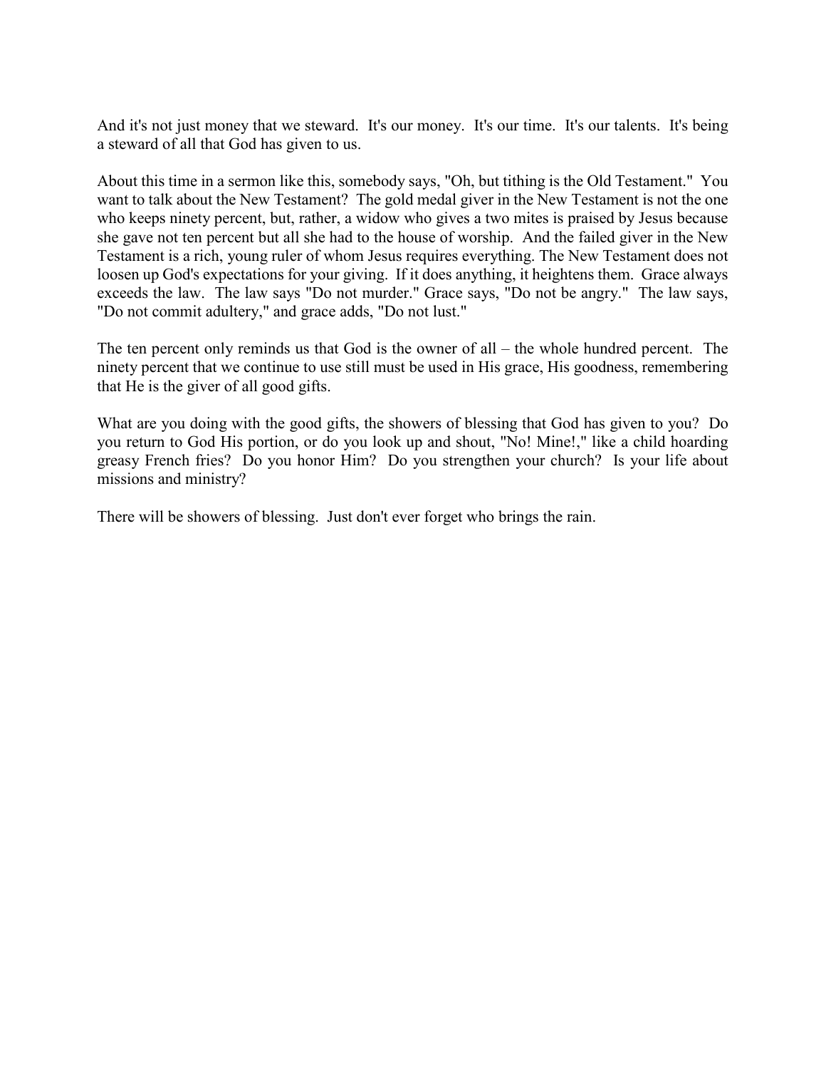And it's not just money that we steward. It's our money. It's our time. It's our talents. It's being a steward of all that God has given to us.

About this time in a sermon like this, somebody says, "Oh, but tithing is the Old Testament." You want to talk about the New Testament? The gold medal giver in the New Testament is not the one who keeps ninety percent, but, rather, a widow who gives a two mites is praised by Jesus because she gave not ten percent but all she had to the house of worship. And the failed giver in the New Testament is a rich, young ruler of whom Jesus requires everything. The New Testament does not loosen up God's expectations for your giving. If it does anything, it heightens them. Grace always exceeds the law. The law says "Do not murder." Grace says, "Do not be angry." The law says, "Do not commit adultery," and grace adds, "Do not lust."

The ten percent only reminds us that God is the owner of all – the whole hundred percent. The ninety percent that we continue to use still must be used in His grace, His goodness, remembering that He is the giver of all good gifts.

What are you doing with the good gifts, the showers of blessing that God has given to you? Do you return to God His portion, or do you look up and shout, "No! Mine!," like a child hoarding greasy French fries? Do you honor Him? Do you strengthen your church? Is your life about missions and ministry?

There will be showers of blessing. Just don't ever forget who brings the rain.